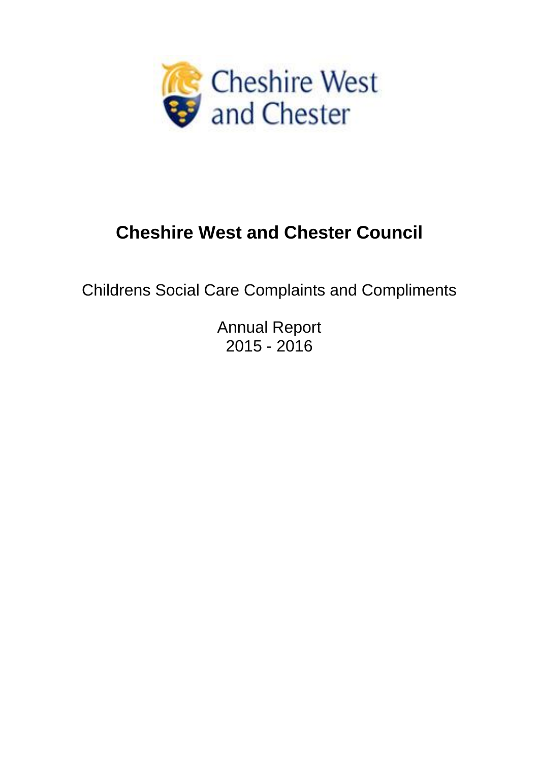Cheshire West and Chester

# Cheshire West and Chester Council

Childrens Social Care Complaints and Compliments

Annual Report
2015 - 2016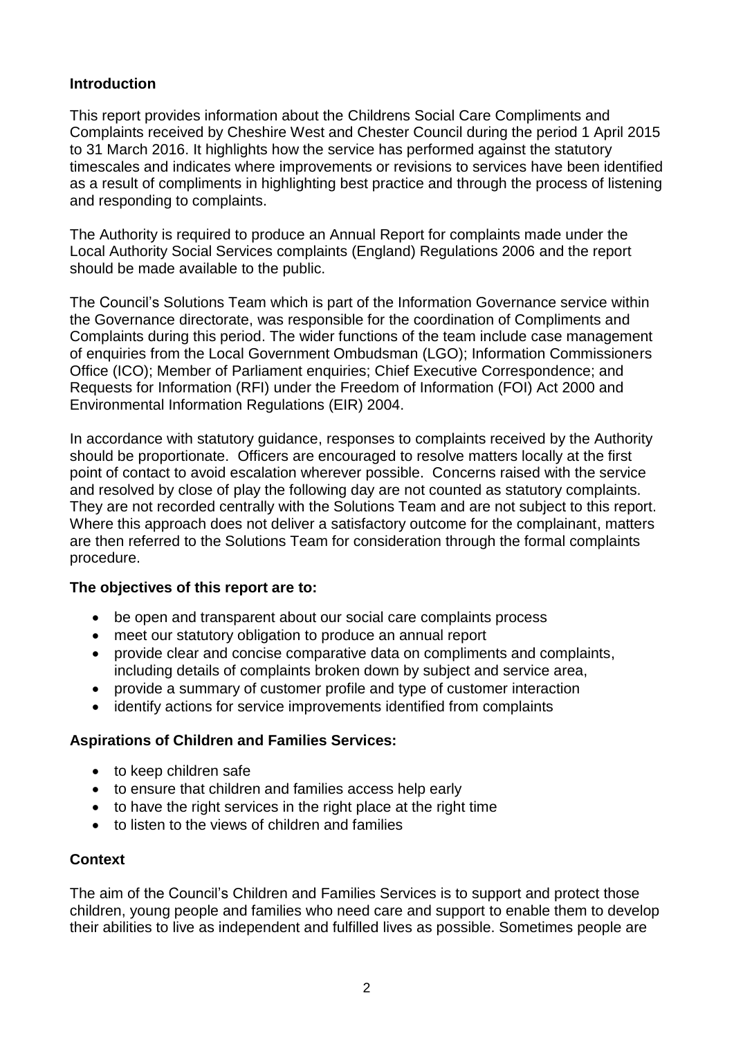**Introduction**

This report provides information about the Childrens Social Care Compliments and Complaints received by Cheshire West and Chester Council during the period 1 April 2015 to 31 March 2016. It highlights how the service has performed against the statutory timescales and indicates where improvements or revisions to services have been identified as a result of compliments in highlighting best practice and through the process of listening and responding to complaints.

The Authority is required to produce an Annual Report for complaints made under the Local Authority Social Services complaints (England) Regulations 2006 and the report should be made available to the public.

The Council's Solutions Team which is part of the Information Governance service within the Governance directorate, was responsible for the coordination of Compliments and Complaints during this period. The wider functions of the team include case management of enquiries from the Local Government Ombudsman (LGO); Information Commissioners Office (ICO); Member of Parliament enquiries; Chief Executive Correspondence; and Requests for Information (RFI) under the Freedom of Information (FOI) Act 2000 and Environmental Information Regulations (EIR) 2004.

In accordance with statutory guidance, responses to complaints received by the Authority should be proportionate. Officers are encouraged to resolve matters locally at the first point of contact to avoid escalation wherever possible. Concerns raised with the service and resolved by close of play the following day are not counted as statutory complaints. They are not recorded centrally with the Solutions Team and are not subject to this report. Where this approach does not deliver a satisfactory outcome for the complainant, matters are then referred to the Solutions Team for consideration through the formal complaints procedure.

**The objectives of this report are to:**

- be open and transparent about our social care complaints process
- meet our statutory obligation to produce an annual report
- provide clear and concise comparative data on compliments and complaints, including details of complaints broken down by subject and service area,
- provide a summary of customer profile and type of customer interaction
- identify actions for service improvements identified from complaints

**Aspirations of Children and Families Services:**

- to keep children safe
- to ensure that children and families access help early
- to have the right services in the right place at the right time
- to listen to the views of children and families

**Context**

The aim of the Council's Children and Families Services is to support and protect those children, young people and families who need care and support to enable them to develop their abilities to live as independent and fulfilled lives as possible. Sometimes people are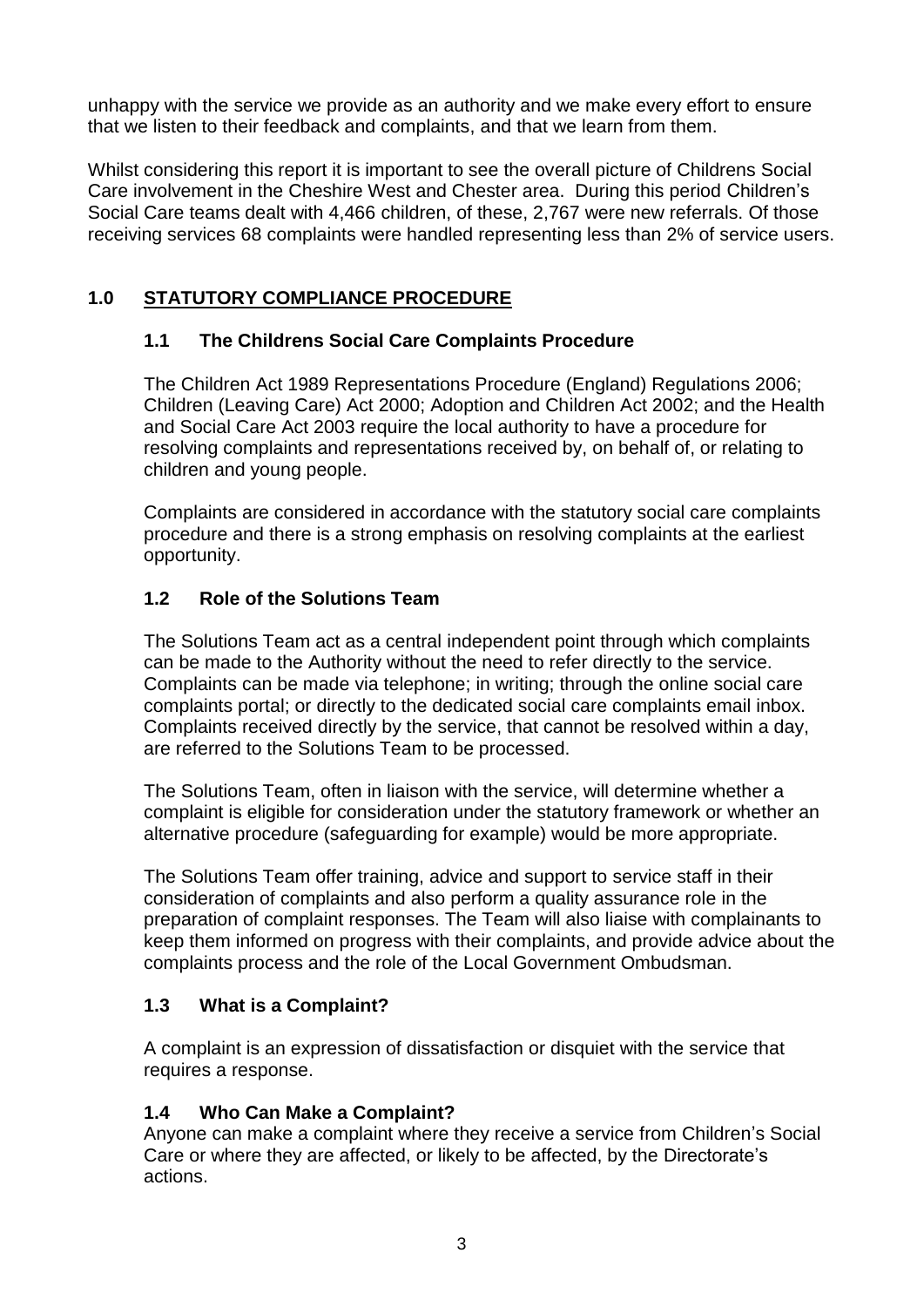unhappy with the service we provide as an authority and we make every effort to ensure that we listen to their feedback and complaints, and that we learn from them.

Whilst considering this report it is important to see the overall picture of Childrens Social Care involvement in the Cheshire West and Chester area. During this period Children's Social Care teams dealt with 4,466 children, of these, 2,767 were new referrals. Of those receiving services 68 complaints were handled representing less than 2% of service users.

## 1.0 STATUTORY COMPLIANCE PROCEDURE

### 1.1 The Childrens Social Care Complaints Procedure

The Children Act 1989 Representations Procedure (England) Regulations 2006; Children (Leaving Care) Act 2000; Adoption and Children Act 2002; and the Health and Social Care Act 2003 require the local authority to have a procedure for resolving complaints and representations received by, on behalf of, or relating to children and young people.

Complaints are considered in accordance with the statutory social care complaints procedure and there is a strong emphasis on resolving complaints at the earliest opportunity.

### 1.2 Role of the Solutions Team

The Solutions Team act as a central independent point through which complaints can be made to the Authority without the need to refer directly to the service. Complaints can be made via telephone; in writing; through the online social care complaints portal; or directly to the dedicated social care complaints email inbox. Complaints received directly by the service, that cannot be resolved within a day, are referred to the Solutions Team to be processed.

The Solutions Team, often in liaison with the service, will determine whether a complaint is eligible for consideration under the statutory framework or whether an alternative procedure (safeguarding for example) would be more appropriate.

The Solutions Team offer training, advice and support to service staff in their consideration of complaints and also perform a quality assurance role in the preparation of complaint responses. The Team will also liaise with complainants to keep them informed on progress with their complaints, and provide advice about the complaints process and the role of the Local Government Ombudsman.

### 1.3 What is a Complaint?

A complaint is an expression of dissatisfaction or disquiet with the service that requires a response.

### 1.4 Who Can Make a Complaint?

Anyone can make a complaint where they receive a service from Children's Social Care or where they are affected, or likely to be affected, by the Directorate's actions.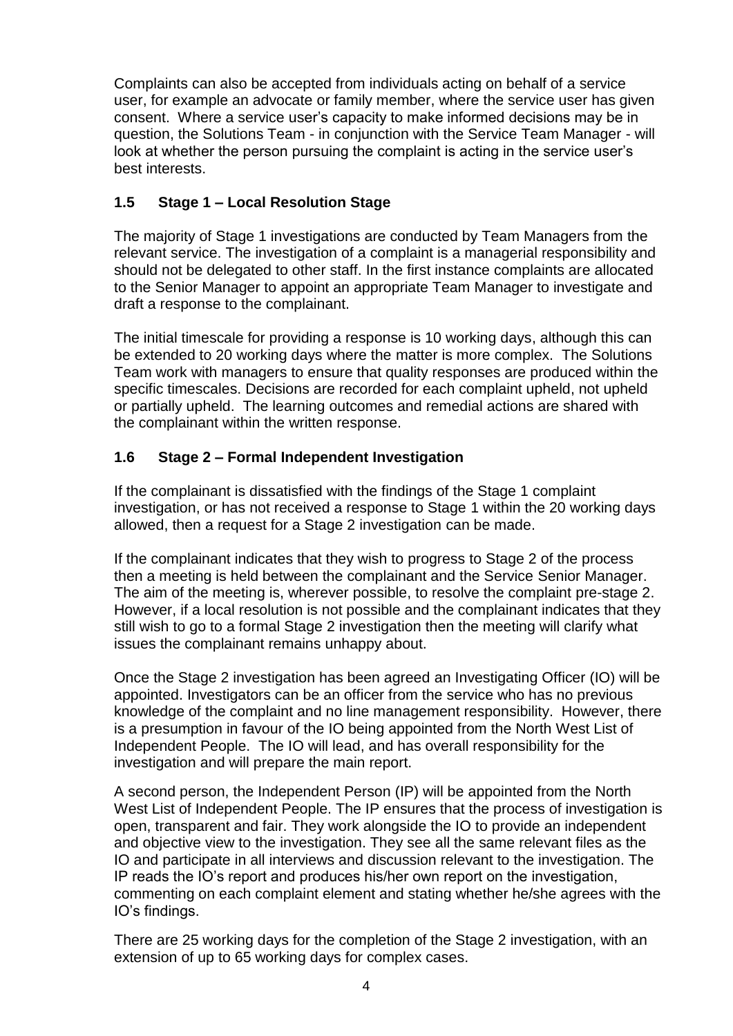Complaints can also be accepted from individuals acting on behalf of a service user, for example an advocate or family member, where the service user has given consent. Where a service user's capacity to make informed decisions may be in question, the Solutions Team - in conjunction with the Service Team Manager - will look at whether the person pursuing the complaint is acting in the service user's best interests.

### 1.5 Stage 1 – Local Resolution Stage

The majority of Stage 1 investigations are conducted by Team Managers from the relevant service. The investigation of a complaint is a managerial responsibility and should not be delegated to other staff. In the first instance complaints are allocated to the Senior Manager to appoint an appropriate Team Manager to investigate and draft a response to the complainant.

The initial timescale for providing a response is 10 working days, although this can be extended to 20 working days where the matter is more complex. The Solutions Team work with managers to ensure that quality responses are produced within the specific timescales. Decisions are recorded for each complaint upheld, not upheld or partially upheld. The learning outcomes and remedial actions are shared with the complainant within the written response.

### 1.6 Stage 2 – Formal Independent Investigation

If the complainant is dissatisfied with the findings of the Stage 1 complaint investigation, or has not received a response to Stage 1 within the 20 working days allowed, then a request for a Stage 2 investigation can be made.

If the complainant indicates that they wish to progress to Stage 2 of the process then a meeting is held between the complainant and the Service Senior Manager. The aim of the meeting is, wherever possible, to resolve the complaint pre-stage 2. However, if a local resolution is not possible and the complainant indicates that they still wish to go to a formal Stage 2 investigation then the meeting will clarify what issues the complainant remains unhappy about.

Once the Stage 2 investigation has been agreed an Investigating Officer (IO) will be appointed. Investigators can be an officer from the service who has no previous knowledge of the complaint and no line management responsibility. However, there is a presumption in favour of the IO being appointed from the North West List of Independent People. The IO will lead, and has overall responsibility for the investigation and will prepare the main report.

A second person, the Independent Person (IP) will be appointed from the North West List of Independent People. The IP ensures that the process of investigation is open, transparent and fair. They work alongside the IO to provide an independent and objective view to the investigation. They see all the same relevant files as the IO and participate in all interviews and discussion relevant to the investigation. The IP reads the IO's report and produces his/her own report on the investigation, commenting on each complaint element and stating whether he/she agrees with the IO's findings.

There are 25 working days for the completion of the Stage 2 investigation, with an extension of up to 65 working days for complex cases.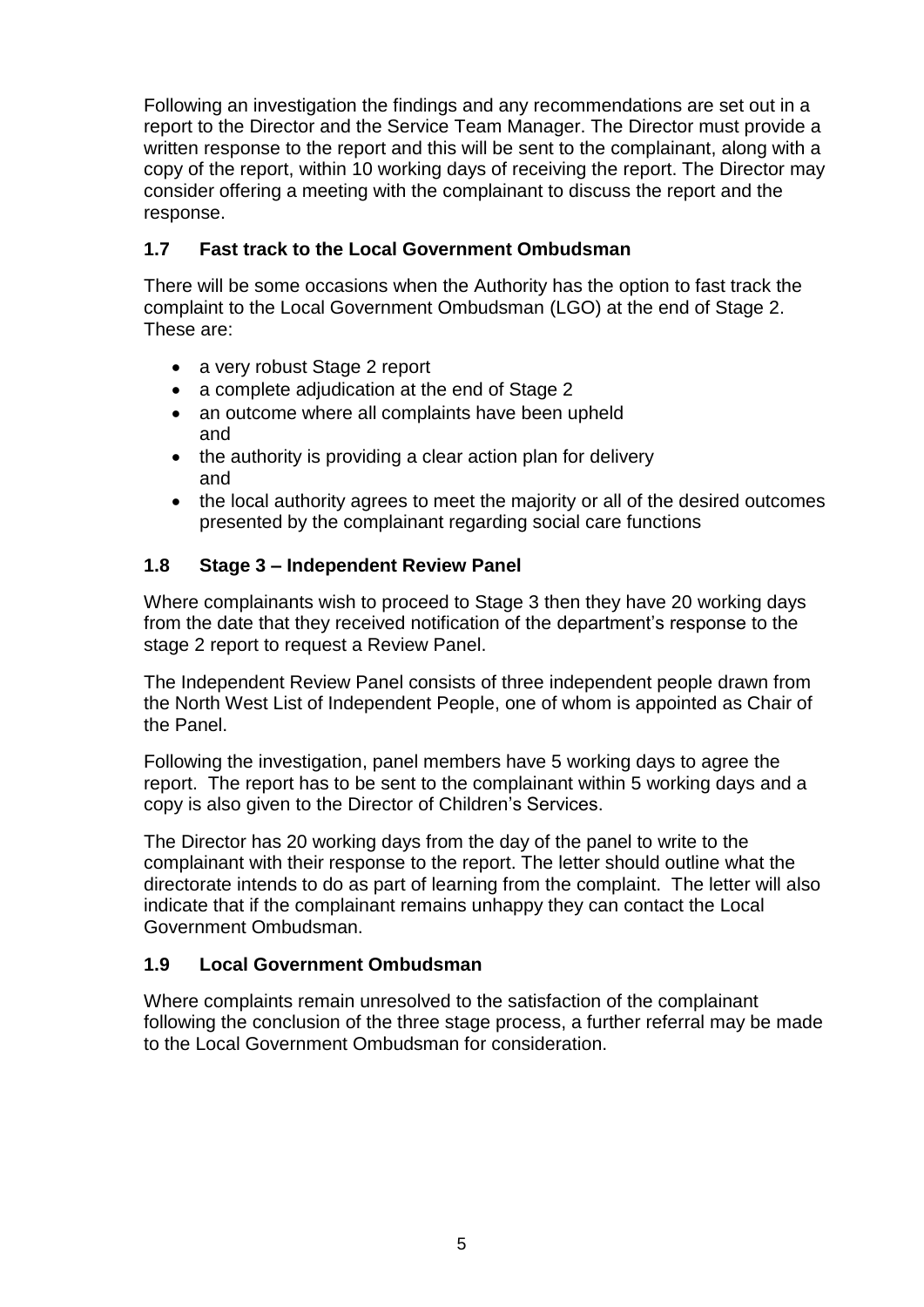Following an investigation the findings and any recommendations are set out in a report to the Director and the Service Team Manager. The Director must provide a written response to the report and this will be sent to the complainant, along with a copy of the report, within 10 working days of receiving the report. The Director may consider offering a meeting with the complainant to discuss the report and the response.

### 1.7 Fast track to the Local Government Ombudsman

There will be some occasions when the Authority has the option to fast track the complaint to the Local Government Ombudsman (LGO) at the end of Stage 2. These are:

- a very robust Stage 2 report
- a complete adjudication at the end of Stage 2
- an outcome where all complaints have been upheld  
  and
- the authority is providing a clear action plan for delivery  
  and
- the local authority agrees to meet the majority or all of the desired outcomes presented by the complainant regarding social care functions

### 1.8 Stage 3 – Independent Review Panel

Where complainants wish to proceed to Stage 3 then they have 20 working days from the date that they received notification of the department's response to the stage 2 report to request a Review Panel.

The Independent Review Panel consists of three independent people drawn from the North West List of Independent People, one of whom is appointed as Chair of the Panel.

Following the investigation, panel members have 5 working days to agree the report. The report has to be sent to the complainant within 5 working days and a copy is also given to the Director of Children's Services.

The Director has 20 working days from the day of the panel to write to the complainant with their response to the report. The letter should outline what the directorate intends to do as part of learning from the complaint. The letter will also indicate that if the complainant remains unhappy they can contact the Local Government Ombudsman.

### 1.9 Local Government Ombudsman

Where complaints remain unresolved to the satisfaction of the complainant following the conclusion of the three stage process, a further referral may be made to the Local Government Ombudsman for consideration.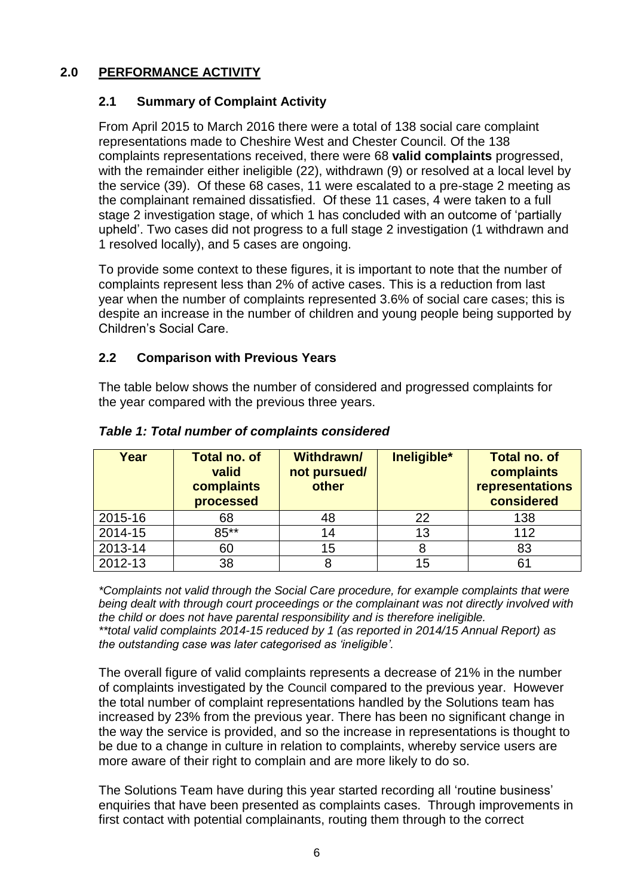## 2.0 PERFORMANCE ACTIVITY

### 2.1 Summary of Complaint Activity

From April 2015 to March 2016 there were a total of 138 social care complaint representations made to Cheshire West and Chester Council. Of the 138 complaints representations received, there were 68 **valid complaints** progressed, with the remainder either ineligible (22), withdrawn (9) or resolved at a local level by the service (39). Of these 68 cases, 11 were escalated to a pre-stage 2 meeting as the complainant remained dissatisfied. Of these 11 cases, 4 were taken to a full stage 2 investigation stage, of which 1 has concluded with an outcome of 'partially upheld'. Two cases did not progress to a full stage 2 investigation (1 withdrawn and 1 resolved locally), and 5 cases are ongoing.

To provide some context to these figures, it is important to note that the number of complaints represent less than 2% of active cases. This is a reduction from last year when the number of complaints represented 3.6% of social care cases; this is despite an increase in the number of children and young people being supported by Children's Social Care.

### 2.2 Comparison with Previous Years

The table below shows the number of considered and progressed complaints for the year compared with the previous three years.

***Table 1: Total number of complaints considered***

| Year | Total no. of valid complaints processed | Withdrawn/ not pursued/ other | Ineligible* | Total no. of complaints representations considered |
|---|---|---|---|---|
| 2015-16 | 68 | 48 | 22 | 138 |
| 2014-15 | 85** | 14 | 13 | 112 |
| 2013-14 | 60 | 15 | 8 | 83 |
| 2012-13 | 38 | 8 | 15 | 61 |

*\*Complaints not valid through the Social Care procedure, for example complaints that were being dealt with through court proceedings or the complainant was not directly involved with the child or does not have parental responsibility and is therefore ineligible.*
*\*\*total valid complaints 2014-15 reduced by 1 (as reported in 2014/15 Annual Report) as the outstanding case was later categorised as 'ineligible'.*

The overall figure of valid complaints represents a decrease of 21% in the number of complaints investigated by the Council compared to the previous year. However the total number of complaint representations handled by the Solutions team has increased by 23% from the previous year. There has been no significant change in the way the service is provided, and so the increase in representations is thought to be due to a change in culture in relation to complaints, whereby service users are more aware of their right to complain and are more likely to do so.

The Solutions Team have during this year started recording all 'routine business' enquiries that have been presented as complaints cases. Through improvements in first contact with potential complainants, routing them through to the correct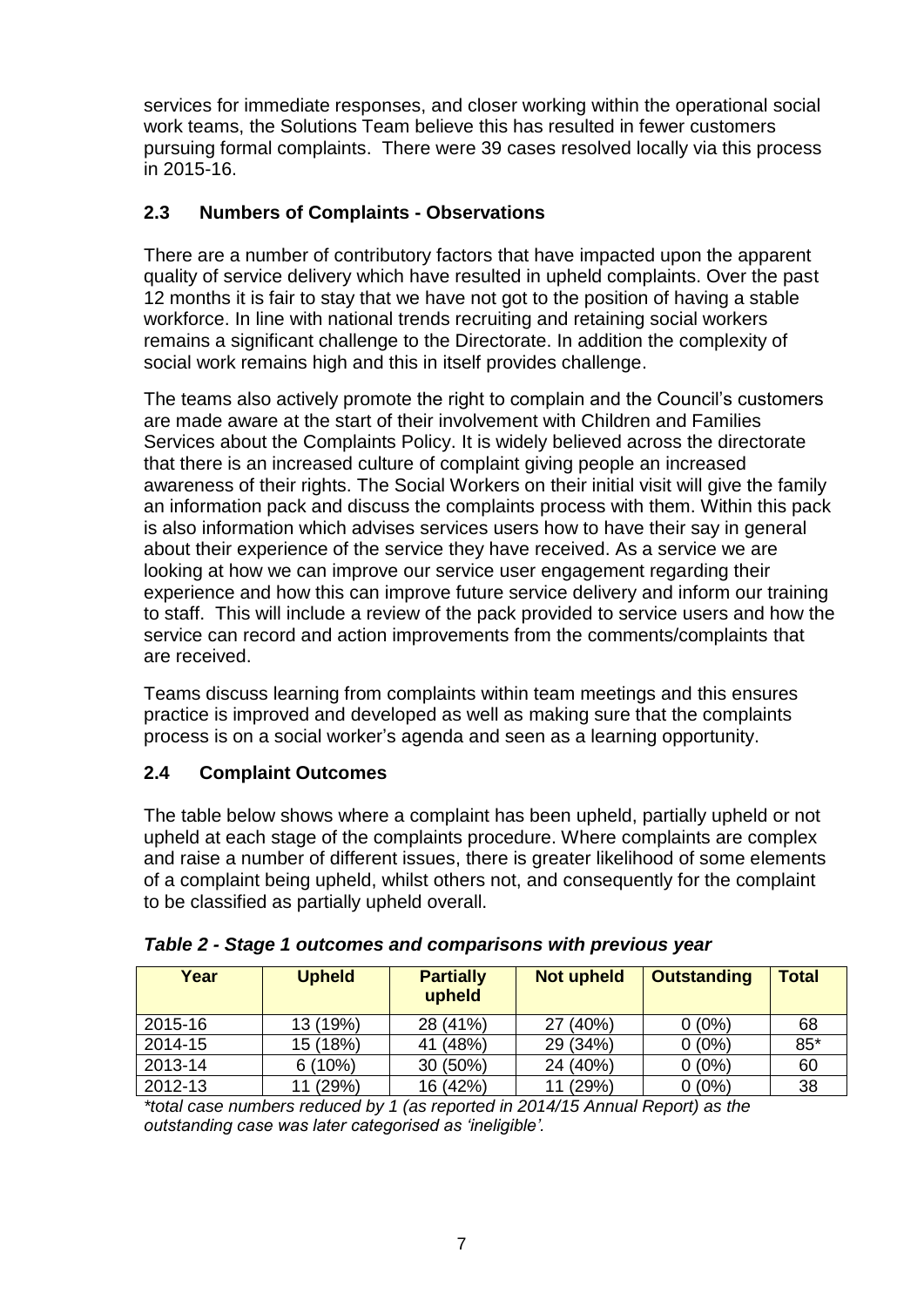services for immediate responses, and closer working within the operational social work teams, the Solutions Team believe this has resulted in fewer customers pursuing formal complaints. There were 39 cases resolved locally via this process in 2015-16.

## 2.3 Numbers of Complaints - Observations

There are a number of contributory factors that have impacted upon the apparent quality of service delivery which have resulted in upheld complaints. Over the past 12 months it is fair to stay that we have not got to the position of having a stable workforce. In line with national trends recruiting and retaining social workers remains a significant challenge to the Directorate. In addition the complexity of social work remains high and this in itself provides challenge.

The teams also actively promote the right to complain and the Council's customers are made aware at the start of their involvement with Children and Families Services about the Complaints Policy. It is widely believed across the directorate that there is an increased culture of complaint giving people an increased awareness of their rights. The Social Workers on their initial visit will give the family an information pack and discuss the complaints process with them. Within this pack is also information which advises services users how to have their say in general about their experience of the service they have received. As a service we are looking at how we can improve our service user engagement regarding their experience and how this can improve future service delivery and inform our training to staff. This will include a review of the pack provided to service users and how the service can record and action improvements from the comments/complaints that are received.

Teams discuss learning from complaints within team meetings and this ensures practice is improved and developed as well as making sure that the complaints process is on a social worker's agenda and seen as a learning opportunity.

## 2.4 Complaint Outcomes

The table below shows where a complaint has been upheld, partially upheld or not upheld at each stage of the complaints procedure. Where complaints are complex and raise a number of different issues, there is greater likelihood of some elements of a complaint being upheld, whilst others not, and consequently for the complaint to be classified as partially upheld overall.

***Table 2 - Stage 1 outcomes and comparisons with previous year***

| Year | Upheld | Partially upheld | Not upheld | Outstanding | Total |
|---|---|---|---|---|---|
| 2015-16 | 13 (19%) | 28 (41%) | 27 (40%) | 0 (0%) | 68 |
| 2014-15 | 15 (18%) | 41 (48%) | 29 (34%) | 0 (0%) | 85* |
| 2013-14 | 6 (10%) | 30 (50%) | 24 (40%) | 0 (0%) | 60 |
| 2012-13 | 11 (29%) | 16 (42%) | 11 (29%) | 0 (0%) | 38 |

*\*total case numbers reduced by 1 (as reported in 2014/15 Annual Report) as the outstanding case was later categorised as 'ineligible'.*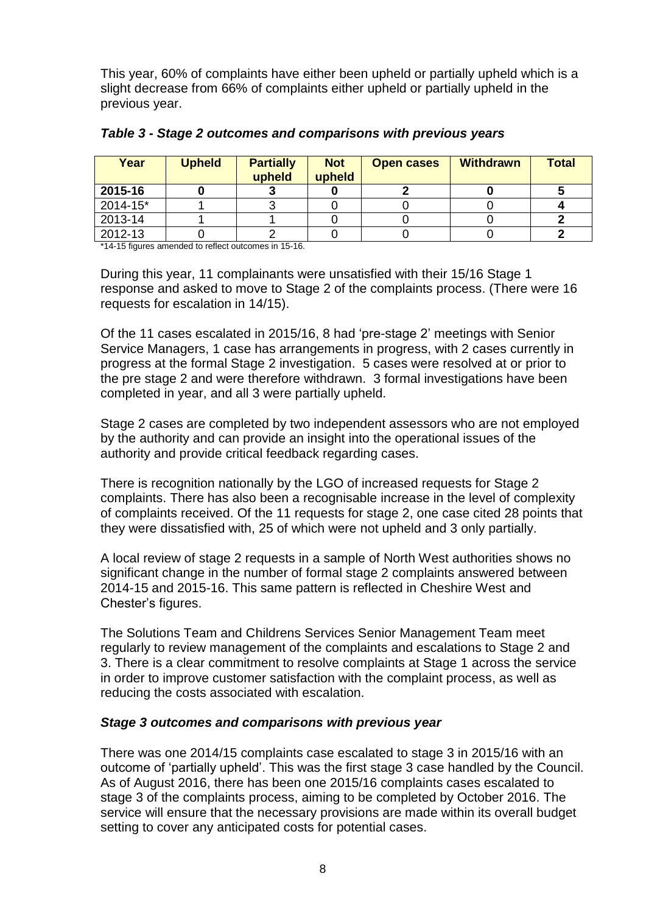This year, 60% of complaints have either been upheld or partially upheld which is a slight decrease from 66% of complaints either upheld or partially upheld in the previous year.

***Table 3 - Stage 2 outcomes and comparisons with previous years***

| Year | Upheld | Partially upheld | Not upheld | Open cases | Withdrawn | Total |
|---|---|---|---|---|---|---|
| **2015-16** | **0** | **3** | **0** | **2** | **0** | **5** |
| 2014-15* | 1 | 3 | 0 | 0 | 0 | **4** |
| 2013-14 | 1 | 1 | 0 | 0 | 0 | **2** |
| 2012-13 | 0 | 2 | 0 | 0 | 0 | **2** |

*14-15 figures amended to reflect outcomes in 15-16.

During this year, 11 complainants were unsatisfied with their 15/16 Stage 1 response and asked to move to Stage 2 of the complaints process. (There were 16 requests for escalation in 14/15).

Of the 11 cases escalated in 2015/16, 8 had 'pre-stage 2' meetings with Senior Service Managers, 1 case has arrangements in progress, with 2 cases currently in progress at the formal Stage 2 investigation. 5 cases were resolved at or prior to the pre stage 2 and were therefore withdrawn. 3 formal investigations have been completed in year, and all 3 were partially upheld.

Stage 2 cases are completed by two independent assessors who are not employed by the authority and can provide an insight into the operational issues of the authority and provide critical feedback regarding cases.

There is recognition nationally by the LGO of increased requests for Stage 2 complaints. There has also been a recognisable increase in the level of complexity of complaints received. Of the 11 requests for stage 2, one case cited 28 points that they were dissatisfied with, 25 of which were not upheld and 3 only partially.

A local review of stage 2 requests in a sample of North West authorities shows no significant change in the number of formal stage 2 complaints answered between 2014-15 and 2015-16. This same pattern is reflected in Cheshire West and Chester's figures.

The Solutions Team and Childrens Services Senior Management Team meet regularly to review management of the complaints and escalations to Stage 2 and 3. There is a clear commitment to resolve complaints at Stage 1 across the service in order to improve customer satisfaction with the complaint process, as well as reducing the costs associated with escalation.

### *Stage 3 outcomes and comparisons with previous year*

There was one 2014/15 complaints case escalated to stage 3 in 2015/16 with an outcome of 'partially upheld'. This was the first stage 3 case handled by the Council. As of August 2016, there has been one 2015/16 complaints cases escalated to stage 3 of the complaints process, aiming to be completed by October 2016. The service will ensure that the necessary provisions are made within its overall budget setting to cover any anticipated costs for potential cases.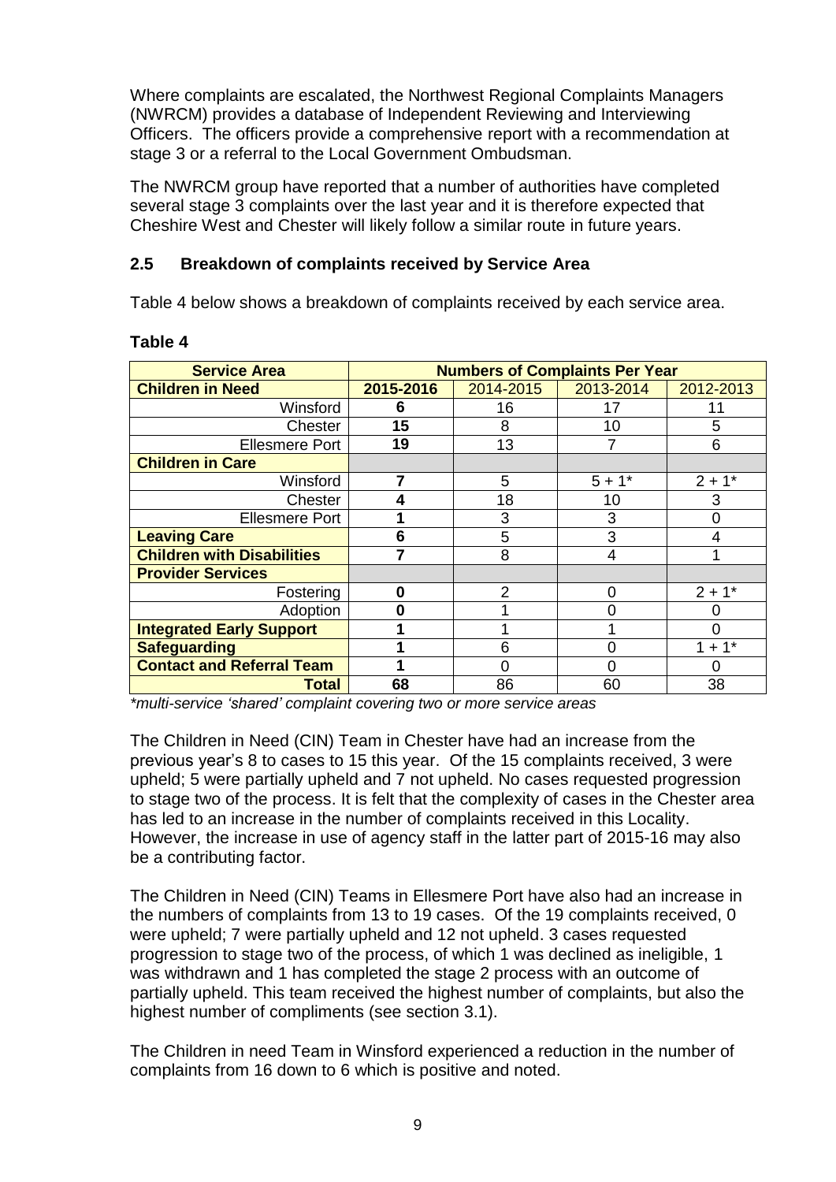Where complaints are escalated, the Northwest Regional Complaints Managers (NWRCM) provides a database of Independent Reviewing and Interviewing Officers. The officers provide a comprehensive report with a recommendation at stage 3 or a referral to the Local Government Ombudsman.

The NWRCM group have reported that a number of authorities have completed several stage 3 complaints over the last year and it is therefore expected that Cheshire West and Chester will likely follow a similar route in future years.

## 2.5 Breakdown of complaints received by Service Area

Table 4 below shows a breakdown of complaints received by each service area.

**Table 4**

| Service Area | Numbers of Complaints Per Year | | | |
|---|---|---|---|---|
| **Children in Need** | **2015-2016** | 2014-2015 | 2013-2014 | 2012-2013 |
| Winsford | **6** | 16 | 17 | 11 |
| Chester | **15** | 8 | 10 | 5 |
| Ellesmere Port | **19** | 13 | 7 | 6 |
| **Children in Care** | | | | |
| Winsford | **7** | 5 | 5 + 1* | 2 + 1* |
| Chester | **4** | 18 | 10 | 3 |
| Ellesmere Port | **1** | 3 | 3 | 0 |
| **Leaving Care** | **6** | 5 | 3 | 4 |
| **Children with Disabilities** | **7** | 8 | 4 | 1 |
| **Provider Services** | | | | |
| Fostering | **0** | 2 | 0 | 2 + 1* |
| Adoption | **0** | 1 | 0 | 0 |
| **Integrated Early Support** | **1** | 1 | 1 | 0 |
| **Safeguarding** | **1** | 6 | 0 | 1 + 1* |
| **Contact and Referral Team** | **1** | 0 | 0 | 0 |
| **Total** | **68** | 86 | 60 | 38 |

*\*multi-service 'shared' complaint covering two or more service areas*

The Children in Need (CIN) Team in Chester have had an increase from the previous year's 8 to cases to 15 this year. Of the 15 complaints received, 3 were upheld; 5 were partially upheld and 7 not upheld. No cases requested progression to stage two of the process. It is felt that the complexity of cases in the Chester area has led to an increase in the number of complaints received in this Locality. However, the increase in use of agency staff in the latter part of 2015-16 may also be a contributing factor.

The Children in Need (CIN) Teams in Ellesmere Port have also had an increase in the numbers of complaints from 13 to 19 cases. Of the 19 complaints received, 0 were upheld; 7 were partially upheld and 12 not upheld. 3 cases requested progression to stage two of the process, of which 1 was declined as ineligible, 1 was withdrawn and 1 has completed the stage 2 process with an outcome of partially upheld. This team received the highest number of complaints, but also the highest number of compliments (see section 3.1).

The Children in need Team in Winsford experienced a reduction in the number of complaints from 16 down to 6 which is positive and noted.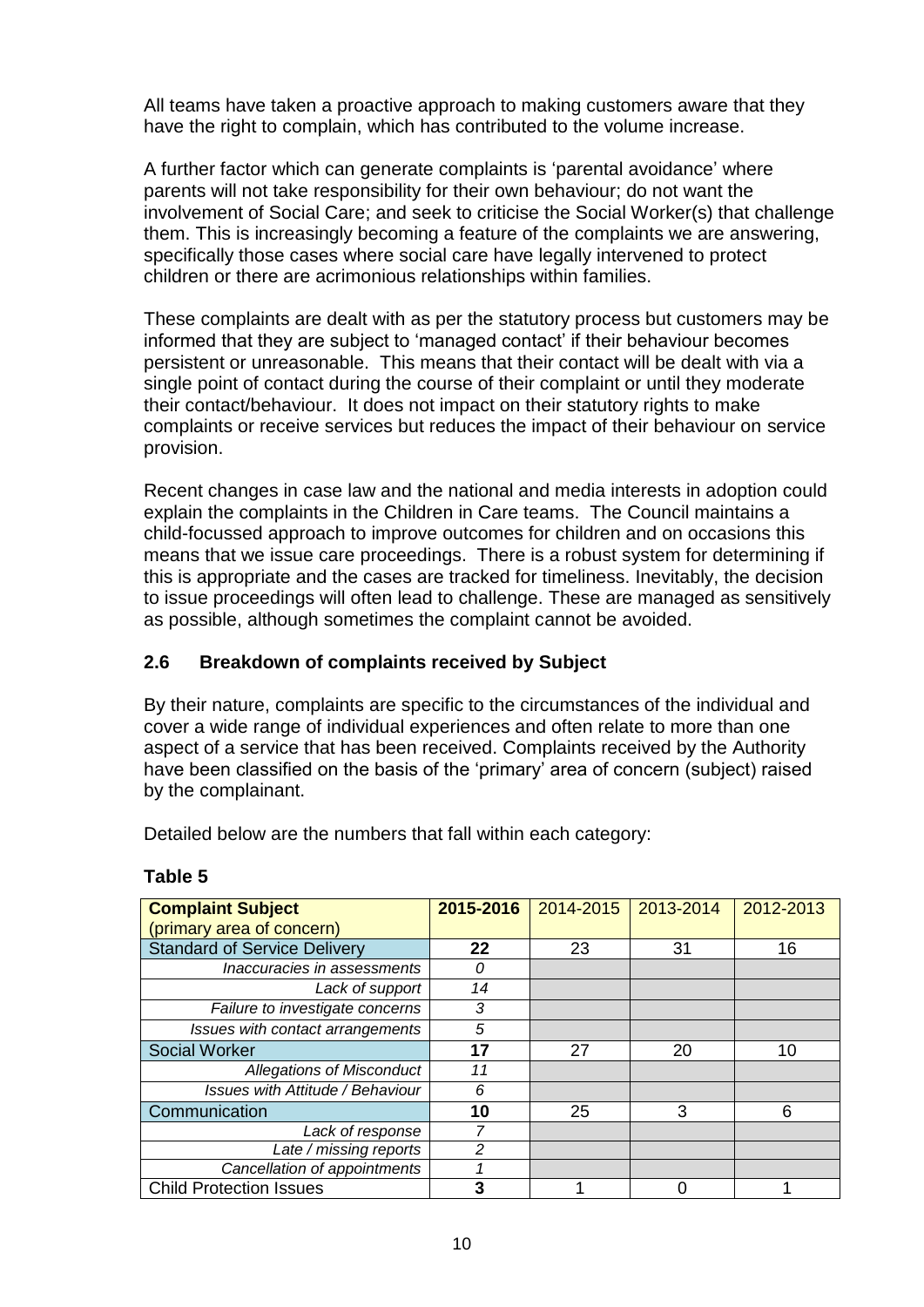All teams have taken a proactive approach to making customers aware that they have the right to complain, which has contributed to the volume increase.

A further factor which can generate complaints is 'parental avoidance' where parents will not take responsibility for their own behaviour; do not want the involvement of Social Care; and seek to criticise the Social Worker(s) that challenge them. This is increasingly becoming a feature of the complaints we are answering, specifically those cases where social care have legally intervened to protect children or there are acrimonious relationships within families.

These complaints are dealt with as per the statutory process but customers may be informed that they are subject to 'managed contact' if their behaviour becomes persistent or unreasonable. This means that their contact will be dealt with via a single point of contact during the course of their complaint or until they moderate their contact/behaviour. It does not impact on their statutory rights to make complaints or receive services but reduces the impact of their behaviour on service provision.

Recent changes in case law and the national and media interests in adoption could explain the complaints in the Children in Care teams. The Council maintains a child-focussed approach to improve outcomes for children and on occasions this means that we issue care proceedings. There is a robust system for determining if this is appropriate and the cases are tracked for timeliness. Inevitably, the decision to issue proceedings will often lead to challenge. These are managed as sensitively as possible, although sometimes the complaint cannot be avoided.

### 2.6 Breakdown of complaints received by Subject

By their nature, complaints are specific to the circumstances of the individual and cover a wide range of individual experiences and often relate to more than one aspect of a service that has been received. Complaints received by the Authority have been classified on the basis of the 'primary' area of concern (subject) raised by the complainant.

Detailed below are the numbers that fall within each category:

**Table 5**

| **Complaint Subject** (primary area of concern) | **2015-2016** | 2014-2015 | 2013-2014 | 2012-2013 |
|---|---|---|---|---|
| Standard of Service Delivery | **22** | 23 | 31 | 16 |
| *Inaccuracies in assessments* | *0* | | | |
| *Lack of support* | *14* | | | |
| *Failure to investigate concerns* | *3* | | | |
| *Issues with contact arrangements* | *5* | | | |
| Social Worker | **17** | 27 | 20 | 10 |
| *Allegations of Misconduct* | *11* | | | |
| *Issues with Attitude / Behaviour* | *6* | | | |
| Communication | **10** | 25 | 3 | 6 |
| *Lack of response* | *7* | | | |
| *Late / missing reports* | *2* | | | |
| *Cancellation of appointments* | *1* | | | |
| Child Protection Issues | **3** | 1 | 0 | 1 |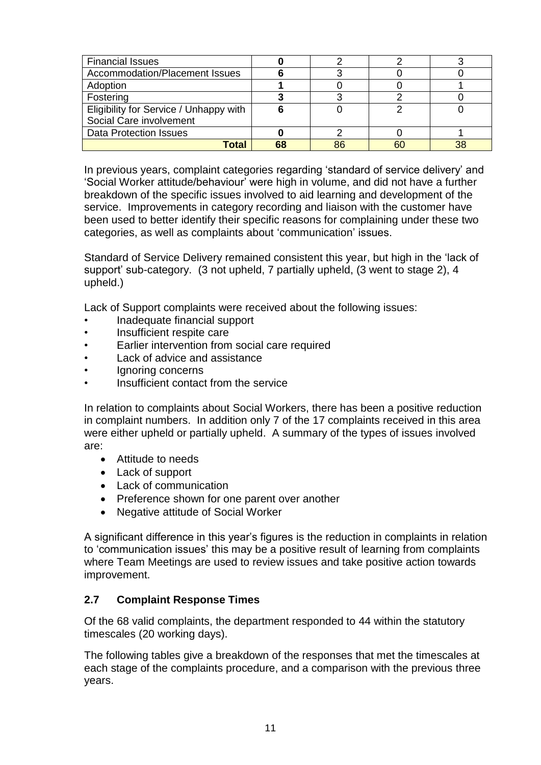| | | | | |
|---|---|---|---|---|
| Financial Issues | **0** | 2 | 2 | 3 |
| Accommodation/Placement Issues | **6** | 3 | 0 | 0 |
| Adoption | **1** | 0 | 0 | 1 |
| Fostering | **3** | 3 | 2 | 0 |
| Eligibility for Service / Unhappy with Social Care involvement | **6** | 0 | 2 | 0 |
| Data Protection Issues | **0** | 2 | 0 | 1 |
| **Total** | **68** | 86 | 60 | 38 |

In previous years, complaint categories regarding 'standard of service delivery' and 'Social Worker attitude/behaviour' were high in volume, and did not have a further breakdown of the specific issues involved to aid learning and development of the service. Improvements in category recording and liaison with the customer have been used to better identify their specific reasons for complaining under these two categories, as well as complaints about 'communication' issues.

Standard of Service Delivery remained consistent this year, but high in the 'lack of support' sub-category. (3 not upheld, 7 partially upheld, (3 went to stage 2), 4 upheld.)

Lack of Support complaints were received about the following issues:

- Inadequate financial support
- Insufficient respite care
- Earlier intervention from social care required
- Lack of advice and assistance
- Ignoring concerns
- Insufficient contact from the service

In relation to complaints about Social Workers, there has been a positive reduction in complaint numbers. In addition only 7 of the 17 complaints received in this area were either upheld or partially upheld. A summary of the types of issues involved are:

- Attitude to needs
- Lack of support
- Lack of communication
- Preference shown for one parent over another
- Negative attitude of Social Worker

A significant difference in this year's figures is the reduction in complaints in relation to 'communication issues' this may be a positive result of learning from complaints where Team Meetings are used to review issues and take positive action towards improvement.

### 2.7 Complaint Response Times

Of the 68 valid complaints, the department responded to 44 within the statutory timescales (20 working days).

The following tables give a breakdown of the responses that met the timescales at each stage of the complaints procedure, and a comparison with the previous three years.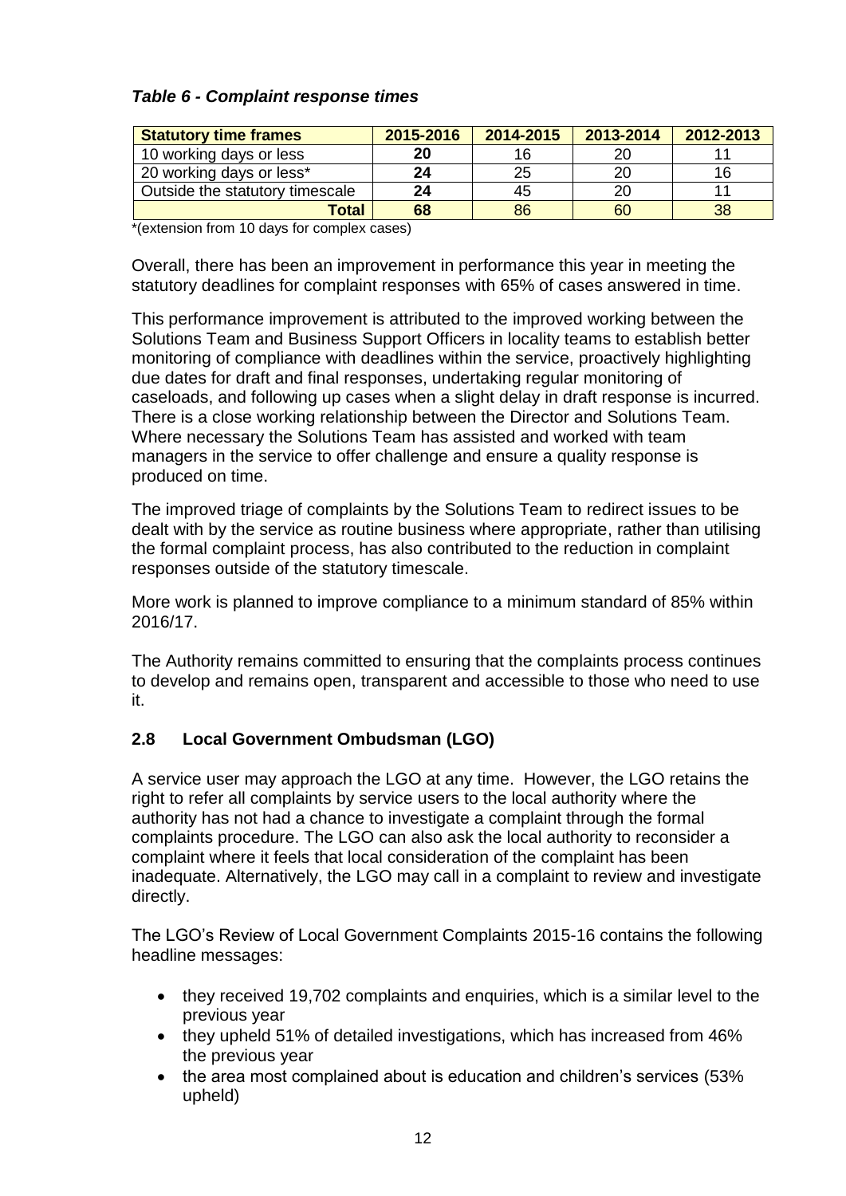### *Table 6 - Complaint response times*

| Statutory time frames | 2015-2016 | 2014-2015 | 2013-2014 | 2012-2013 |
|---|---|---|---|---|
| 10 working days or less | **20** | 16 | 20 | 11 |
| 20 working days or less* | **24** | 25 | 20 | 16 |
| Outside the statutory timescale | **24** | 45 | 20 | 11 |
| **Total** | **68** | 86 | 60 | 38 |

*(extension from 10 days for complex cases)

Overall, there has been an improvement in performance this year in meeting the statutory deadlines for complaint responses with 65% of cases answered in time.

This performance improvement is attributed to the improved working between the Solutions Team and Business Support Officers in locality teams to establish better monitoring of compliance with deadlines within the service, proactively highlighting due dates for draft and final responses, undertaking regular monitoring of caseloads, and following up cases when a slight delay in draft response is incurred. There is a close working relationship between the Director and Solutions Team. Where necessary the Solutions Team has assisted and worked with team managers in the service to offer challenge and ensure a quality response is produced on time.

The improved triage of complaints by the Solutions Team to redirect issues to be dealt with by the service as routine business where appropriate, rather than utilising the formal complaint process, has also contributed to the reduction in complaint responses outside of the statutory timescale.

More work is planned to improve compliance to a minimum standard of 85% within 2016/17.

The Authority remains committed to ensuring that the complaints process continues to develop and remains open, transparent and accessible to those who need to use it.

## 2.8 Local Government Ombudsman (LGO)

A service user may approach the LGO at any time. However, the LGO retains the right to refer all complaints by service users to the local authority where the authority has not had a chance to investigate a complaint through the formal complaints procedure. The LGO can also ask the local authority to reconsider a complaint where it feels that local consideration of the complaint has been inadequate. Alternatively, the LGO may call in a complaint to review and investigate directly.

The LGO's Review of Local Government Complaints 2015-16 contains the following headline messages:

- they received 19,702 complaints and enquiries, which is a similar level to the previous year
- they upheld 51% of detailed investigations, which has increased from 46% the previous year
- the area most complained about is education and children's services (53% upheld)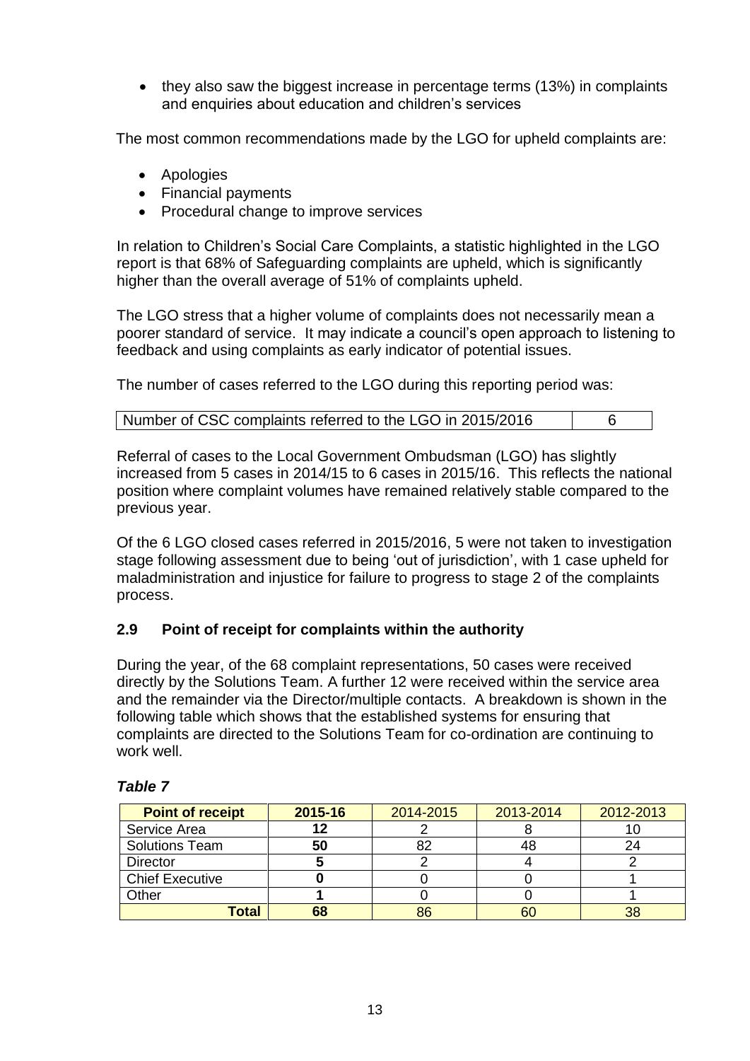- they also saw the biggest increase in percentage terms (13%) in complaints and enquiries about education and children's services

The most common recommendations made by the LGO for upheld complaints are:

- Apologies
- Financial payments
- Procedural change to improve services

In relation to Children's Social Care Complaints, a statistic highlighted in the LGO report is that 68% of Safeguarding complaints are upheld, which is significantly higher than the overall average of 51% of complaints upheld.

The LGO stress that a higher volume of complaints does not necessarily mean a poorer standard of service. It may indicate a council's open approach to listening to feedback and using complaints as early indicator of potential issues.

The number of cases referred to the LGO during this reporting period was:

| Number of CSC complaints referred to the LGO in 2015/2016 | 6 |
|---|---|

Referral of cases to the Local Government Ombudsman (LGO) has slightly increased from 5 cases in 2014/15 to 6 cases in 2015/16. This reflects the national position where complaint volumes have remained relatively stable compared to the previous year.

Of the 6 LGO closed cases referred in 2015/2016, 5 were not taken to investigation stage following assessment due to being 'out of jurisdiction', with 1 case upheld for maladministration and injustice for failure to progress to stage 2 of the complaints process.

## 2.9 Point of receipt for complaints within the authority

During the year, of the 68 complaint representations, 50 cases were received directly by the Solutions Team. A further 12 were received within the service area and the remainder via the Director/multiple contacts. A breakdown is shown in the following table which shows that the established systems for ensuring that complaints are directed to the Solutions Team for co-ordination are continuing to work well.

***Table 7***

| **Point of receipt** | **2015-16** | 2014-2015 | 2013-2014 | 2012-2013 |
|---|---|---|---|---|
| Service Area | **12** | 2 | 8 | 10 |
| Solutions Team | **50** | 82 | 48 | 24 |
| Director | **5** | 2 | 4 | 2 |
| Chief Executive | **0** | 0 | 0 | 1 |
| Other | **1** | 0 | 0 | 1 |
| **Total** | **68** | 86 | 60 | 38 |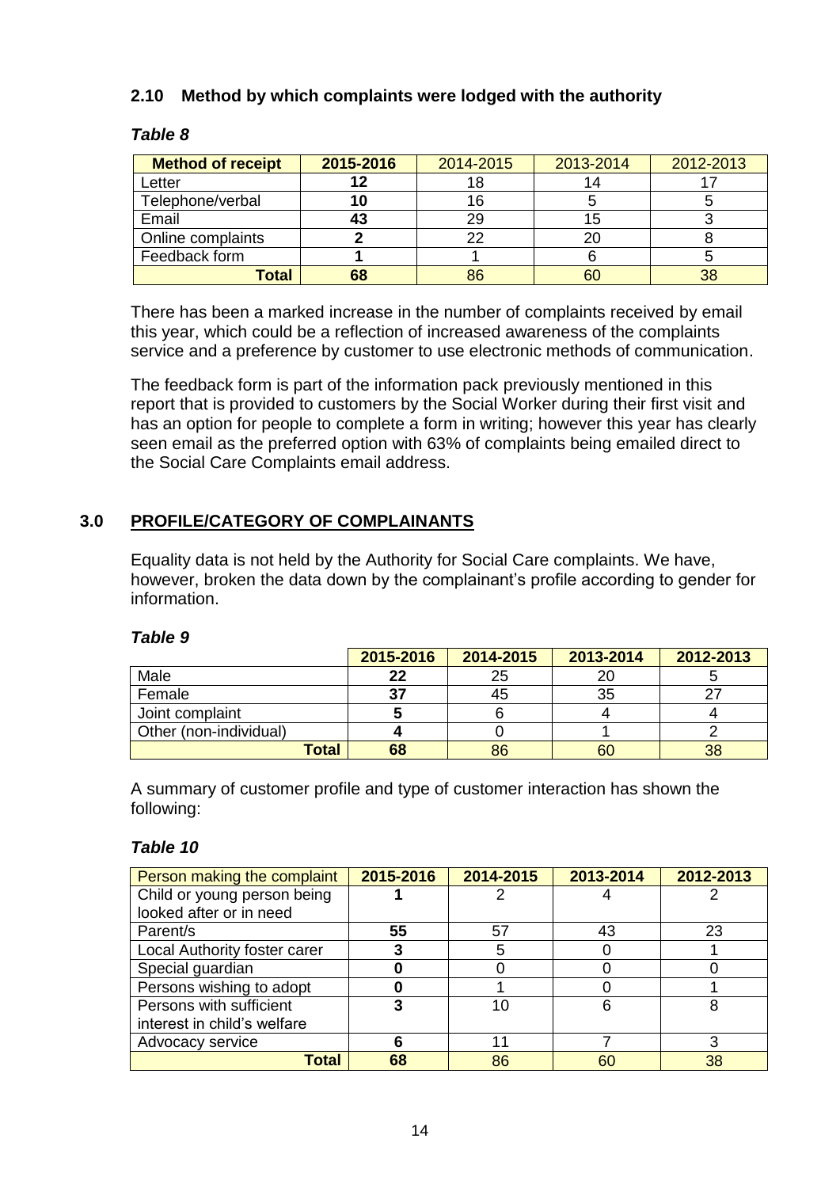### 2.10 Method by which complaints were lodged with the authority

***Table 8***

| Method of receipt | 2015-2016 | 2014-2015 | 2013-2014 | 2012-2013 |
|---|---|---|---|---|
| Letter | **12** | 18 | 14 | 17 |
| Telephone/verbal | **10** | 16 | 5 | 5 |
| Email | **43** | 29 | 15 | 3 |
| Online complaints | **2** | 22 | 20 | 8 |
| Feedback form | **1** | 1 | 6 | 5 |
| **Total** | **68** | 86 | 60 | 38 |

There has been a marked increase in the number of complaints received by email this year, which could be a reflection of increased awareness of the complaints service and a preference by customer to use electronic methods of communication.

The feedback form is part of the information pack previously mentioned in this report that is provided to customers by the Social Worker during their first visit and has an option for people to complete a form in writing; however this year has clearly seen email as the preferred option with 63% of complaints being emailed direct to the Social Care Complaints email address.

## 3.0 PROFILE/CATEGORY OF COMPLAINANTS

Equality data is not held by the Authority for Social Care complaints. We have, however, broken the data down by the complainant's profile according to gender for information.

***Table 9***

| | 2015-2016 | 2014-2015 | 2013-2014 | 2012-2013 |
|---|---|---|---|---|
| Male | **22** | 25 | 20 | 5 |
| Female | **37** | 45 | 35 | 27 |
| Joint complaint | **5** | 6 | 4 | 4 |
| Other (non-individual) | **4** | 0 | 1 | 2 |
| **Total** | **68** | 86 | 60 | 38 |

A summary of customer profile and type of customer interaction has shown the following:

***Table 10***

| Person making the complaint | 2015-2016 | 2014-2015 | 2013-2014 | 2012-2013 |
|---|---|---|---|---|
| Child or young person being looked after or in need | **1** | 2 | 4 | 2 |
| Parent/s | **55** | 57 | 43 | 23 |
| Local Authority foster carer | **3** | 5 | 0 | 1 |
| Special guardian | **0** | 0 | 0 | 0 |
| Persons wishing to adopt | **0** | 1 | 0 | 1 |
| Persons with sufficient interest in child's welfare | **3** | 10 | 6 | 8 |
| Advocacy service | **6** | 11 | 7 | 3 |
| **Total** | **68** | 86 | 60 | 38 |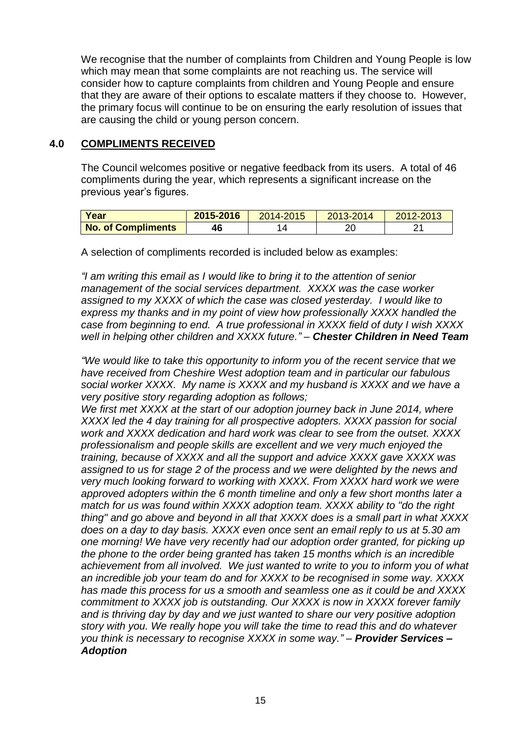We recognise that the number of complaints from Children and Young People is low which may mean that some complaints are not reaching us. The service will consider how to capture complaints from children and Young People and ensure that they are aware of their options to escalate matters if they choose to. However, the primary focus will continue to be on ensuring the early resolution of issues that are causing the child or young person concern.

## 4.0 COMPLIMENTS RECEIVED

The Council welcomes positive or negative feedback from its users. A total of 46 compliments during the year, which represents a significant increase on the previous year's figures.

| Year | 2015-2016 | 2014-2015 | 2013-2014 | 2012-2013 |
|---|---|---|---|---|
| No. of Compliments | 46 | 14 | 20 | 21 |

A selection of compliments recorded is included below as examples:

*"I am writing this email as I would like to bring it to the attention of senior management of the social services department. XXXX was the case worker assigned to my XXXX of which the case was closed yesterday. I would like to express my thanks and in my point of view how professionally XXXX handled the case from beginning to end. A true professional in XXXX field of duty I wish XXXX well in helping other children and XXXX future."* – ***Chester Children in Need Team***

*"We would like to take this opportunity to inform you of the recent service that we have received from Cheshire West adoption team and in particular our fabulous social worker XXXX. My name is XXXX and my husband is XXXX and we have a very positive story regarding adoption as follows;*
*We first met XXXX at the start of our adoption journey back in June 2014, where XXXX led the 4 day training for all prospective adopters. XXXX passion for social work and XXXX dedication and hard work was clear to see from the outset. XXXX professionalism and people skills are excellent and we very much enjoyed the training, because of XXXX and all the support and advice XXXX gave XXXX was assigned to us for stage 2 of the process and we were delighted by the news and very much looking forward to working with XXXX. From XXXX hard work we were approved adopters within the 6 month timeline and only a few short months later a match for us was found within XXXX adoption team. XXXX ability to "do the right thing" and go above and beyond in all that XXXX does is a small part in what XXXX does on a day to day basis. XXXX even once sent an email reply to us at 5.30 am one morning! We have very recently had our adoption order granted, for picking up the phone to the order being granted has taken 15 months which is an incredible achievement from all involved. We just wanted to write to you to inform you of what an incredible job your team do and for XXXX to be recognised in some way. XXXX has made this process for us a smooth and seamless one as it could be and XXXX commitment to XXXX job is outstanding. Our XXXX is now in XXXX forever family and is thriving day by day and we just wanted to share our very positive adoption story with you. We really hope you will take the time to read this and do whatever you think is necessary to recognise XXXX in some way."* – ***Provider Services – Adoption***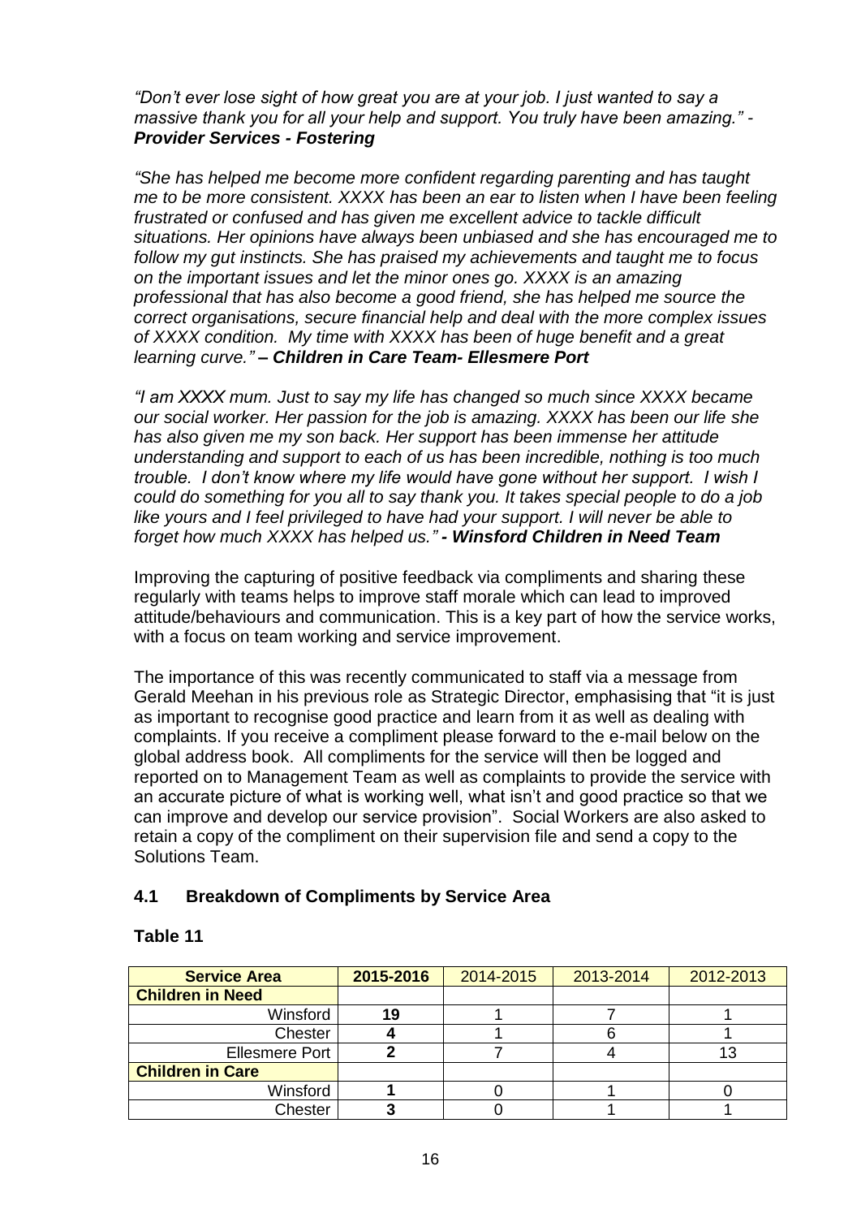*"Don't ever lose sight of how great you are at your job. I just wanted to say a massive thank you for all your help and support. You truly have been amazing." -* ***Provider Services - Fostering***

*"She has helped me become more confident regarding parenting and has taught me to be more consistent. XXXX has been an ear to listen when I have been feeling frustrated or confused and has given me excellent advice to tackle difficult situations. Her opinions have always been unbiased and she has encouraged me to follow my gut instincts. She has praised my achievements and taught me to focus on the important issues and let the minor ones go. XXXX is an amazing professional that has also become a good friend, she has helped me source the correct organisations, secure financial help and deal with the more complex issues of XXXX condition. My time with XXXX has been of huge benefit and a great learning curve."* ***– Children in Care Team- Ellesmere Port***

*"I am XXXX mum. Just to say my life has changed so much since XXXX became our social worker. Her passion for the job is amazing. XXXX has been our life she has also given me my son back. Her support has been immense her attitude understanding and support to each of us has been incredible, nothing is too much trouble. I don't know where my life would have gone without her support. I wish I could do something for you all to say thank you. It takes special people to do a job like yours and I feel privileged to have had your support. I will never be able to forget how much XXXX has helped us."* ***- Winsford Children in Need Team***

Improving the capturing of positive feedback via compliments and sharing these regularly with teams helps to improve staff morale which can lead to improved attitude/behaviours and communication. This is a key part of how the service works, with a focus on team working and service improvement.

The importance of this was recently communicated to staff via a message from Gerald Meehan in his previous role as Strategic Director, emphasising that "it is just as important to recognise good practice and learn from it as well as dealing with complaints. If you receive a compliment please forward to the e-mail below on the global address book. All compliments for the service will then be logged and reported on to Management Team as well as complaints to provide the service with an accurate picture of what is working well, what isn't and good practice so that we can improve and develop our service provision". Social Workers are also asked to retain a copy of the compliment on their supervision file and send a copy to the Solutions Team.

## 4.1 Breakdown of Compliments by Service Area

**Table 11**

| Service Area | 2015-2016 | 2014-2015 | 2013-2014 | 2012-2013 |
|---|---|---|---|---|
| **Children in Need** | | | | |
| Winsford | **19** | 1 | 7 | 1 |
| Chester | **4** | 1 | 6 | 1 |
| Ellesmere Port | **2** | 7 | 4 | 13 |
| **Children in Care** | | | | |
| Winsford | **1** | 0 | 1 | 0 |
| Chester | **3** | 0 | 1 | 1 |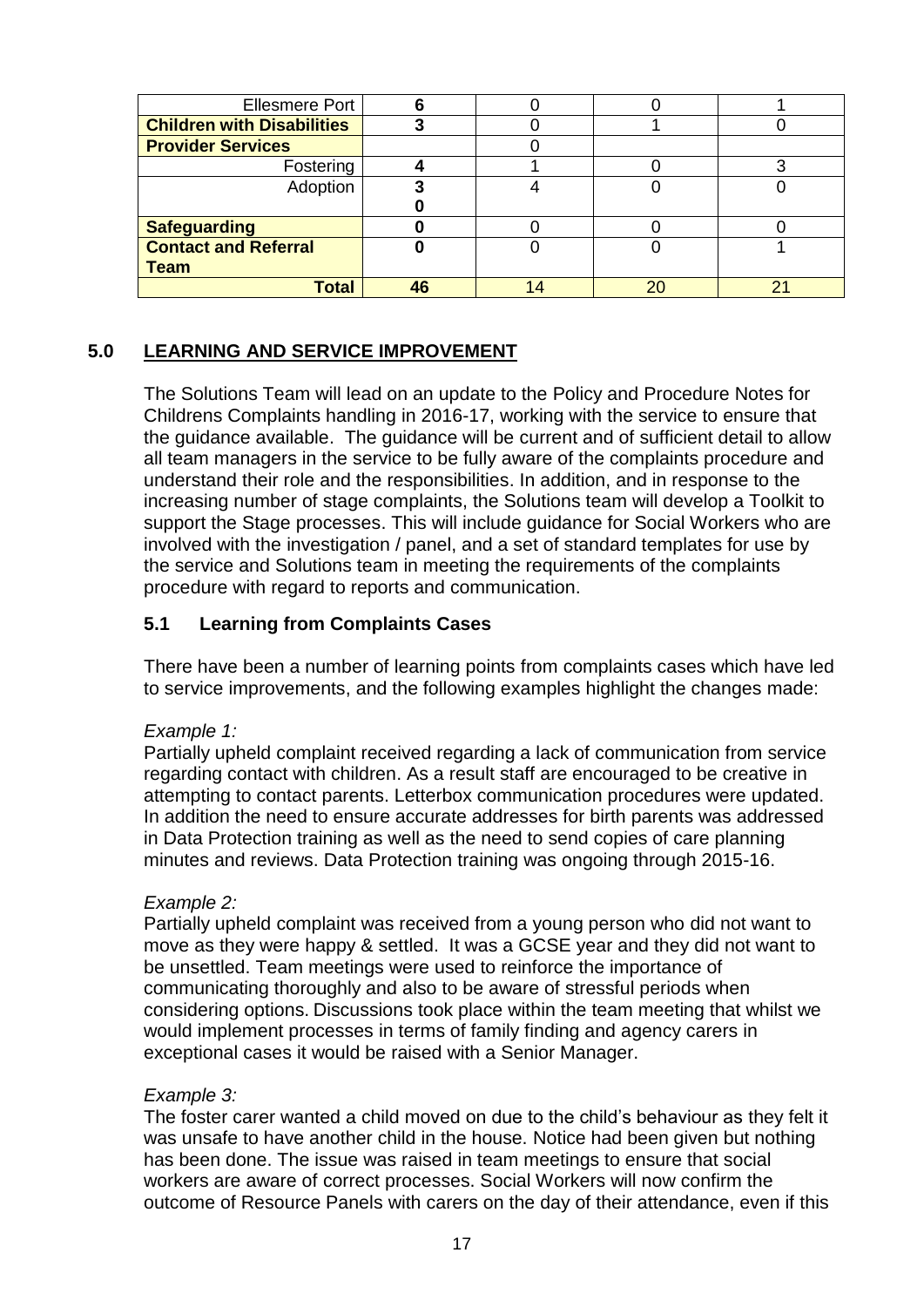| Ellesmere Port | **6** | 0 | 0 | 1 |
|---|---|---|---|---|
| **Children with Disabilities** | **3** | 0 | 1 | 0 |
| **Provider Services** | | 0 | | |
| Fostering | **4** | 1 | 0 | 3 |
| Adoption | **3** **0** | 4 | 0 | 0 |
| **Safeguarding** | **0** | 0 | 0 | 0 |
| **Contact and Referral Team** | **0** | 0 | 0 | 1 |
| **Total** | **46** | 14 | 20 | 21 |

## 5.0 LEARNING AND SERVICE IMPROVEMENT

The Solutions Team will lead on an update to the Policy and Procedure Notes for Childrens Complaints handling in 2016-17, working with the service to ensure that the guidance available. The guidance will be current and of sufficient detail to allow all team managers in the service to be fully aware of the complaints procedure and understand their role and the responsibilities. In addition, and in response to the increasing number of stage complaints, the Solutions team will develop a Toolkit to support the Stage processes. This will include guidance for Social Workers who are involved with the investigation / panel, and a set of standard templates for use by the service and Solutions team in meeting the requirements of the complaints procedure with regard to reports and communication.

### 5.1 Learning from Complaints Cases

There have been a number of learning points from complaints cases which have led to service improvements, and the following examples highlight the changes made:

*Example 1:*
Partially upheld complaint received regarding a lack of communication from service regarding contact with children. As a result staff are encouraged to be creative in attempting to contact parents. Letterbox communication procedures were updated. In addition the need to ensure accurate addresses for birth parents was addressed in Data Protection training as well as the need to send copies of care planning minutes and reviews. Data Protection training was ongoing through 2015-16.

*Example 2:*
Partially upheld complaint was received from a young person who did not want to move as they were happy & settled. It was a GCSE year and they did not want to be unsettled. Team meetings were used to reinforce the importance of communicating thoroughly and also to be aware of stressful periods when considering options. Discussions took place within the team meeting that whilst we would implement processes in terms of family finding and agency carers in exceptional cases it would be raised with a Senior Manager.

*Example 3:*
The foster carer wanted a child moved on due to the child's behaviour as they felt it was unsafe to have another child in the house. Notice had been given but nothing has been done. The issue was raised in team meetings to ensure that social workers are aware of correct processes. Social Workers will now confirm the outcome of Resource Panels with carers on the day of their attendance, even if this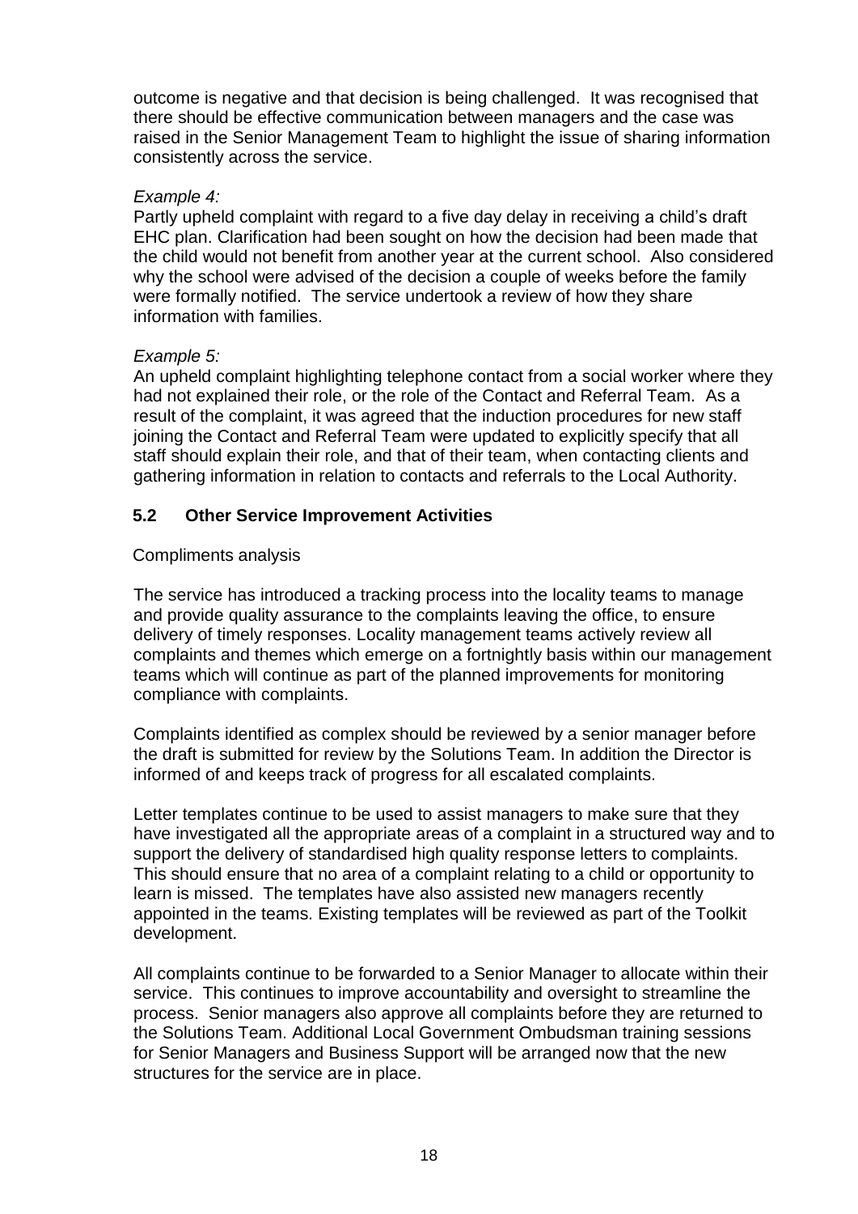outcome is negative and that decision is being challenged. It was recognised that there should be effective communication between managers and the case was raised in the Senior Management Team to highlight the issue of sharing information consistently across the service.

*Example 4:*

Partly upheld complaint with regard to a five day delay in receiving a child's draft EHC plan. Clarification had been sought on how the decision had been made that the child would not benefit from another year at the current school. Also considered why the school were advised of the decision a couple of weeks before the family were formally notified. The service undertook a review of how they share information with families.

*Example 5:*

An upheld complaint highlighting telephone contact from a social worker where they had not explained their role, or the role of the Contact and Referral Team. As a result of the complaint, it was agreed that the induction procedures for new staff joining the Contact and Referral Team were updated to explicitly specify that all staff should explain their role, and that of their team, when contacting clients and gathering information in relation to contacts and referrals to the Local Authority.

## 5.2 Other Service Improvement Activities

Compliments analysis

The service has introduced a tracking process into the locality teams to manage and provide quality assurance to the complaints leaving the office, to ensure delivery of timely responses. Locality management teams actively review all complaints and themes which emerge on a fortnightly basis within our management teams which will continue as part of the planned improvements for monitoring compliance with complaints.

Complaints identified as complex should be reviewed by a senior manager before the draft is submitted for review by the Solutions Team. In addition the Director is informed of and keeps track of progress for all escalated complaints.

Letter templates continue to be used to assist managers to make sure that they have investigated all the appropriate areas of a complaint in a structured way and to support the delivery of standardised high quality response letters to complaints. This should ensure that no area of a complaint relating to a child or opportunity to learn is missed. The templates have also assisted new managers recently appointed in the teams. Existing templates will be reviewed as part of the Toolkit development.

All complaints continue to be forwarded to a Senior Manager to allocate within their service. This continues to improve accountability and oversight to streamline the process. Senior managers also approve all complaints before they are returned to the Solutions Team. Additional Local Government Ombudsman training sessions for Senior Managers and Business Support will be arranged now that the new structures for the service are in place.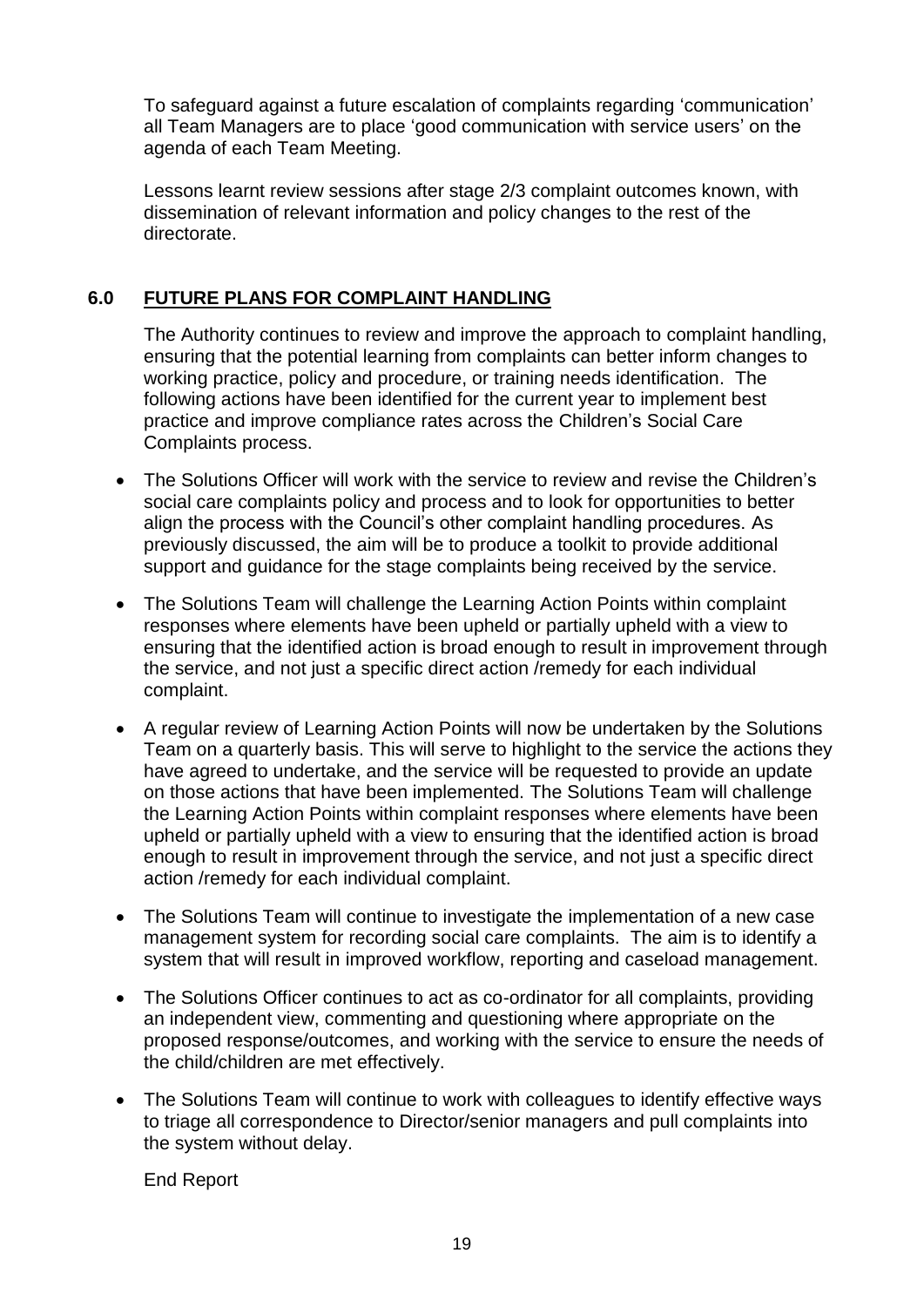To safeguard against a future escalation of complaints regarding 'communication' all Team Managers are to place 'good communication with service users' on the agenda of each Team Meeting.

Lessons learnt review sessions after stage 2/3 complaint outcomes known, with dissemination of relevant information and policy changes to the rest of the directorate.

## 6.0 FUTURE PLANS FOR COMPLAINT HANDLING

The Authority continues to review and improve the approach to complaint handling, ensuring that the potential learning from complaints can better inform changes to working practice, policy and procedure, or training needs identification. The following actions have been identified for the current year to implement best practice and improve compliance rates across the Children's Social Care Complaints process.

- The Solutions Officer will work with the service to review and revise the Children's social care complaints policy and process and to look for opportunities to better align the process with the Council's other complaint handling procedures. As previously discussed, the aim will be to produce a toolkit to provide additional support and guidance for the stage complaints being received by the service.
- The Solutions Team will challenge the Learning Action Points within complaint responses where elements have been upheld or partially upheld with a view to ensuring that the identified action is broad enough to result in improvement through the service, and not just a specific direct action /remedy for each individual complaint.
- A regular review of Learning Action Points will now be undertaken by the Solutions Team on a quarterly basis. This will serve to highlight to the service the actions they have agreed to undertake, and the service will be requested to provide an update on those actions that have been implemented. The Solutions Team will challenge the Learning Action Points within complaint responses where elements have been upheld or partially upheld with a view to ensuring that the identified action is broad enough to result in improvement through the service, and not just a specific direct action /remedy for each individual complaint.
- The Solutions Team will continue to investigate the implementation of a new case management system for recording social care complaints. The aim is to identify a system that will result in improved workflow, reporting and caseload management.
- The Solutions Officer continues to act as co-ordinator for all complaints, providing an independent view, commenting and questioning where appropriate on the proposed response/outcomes, and working with the service to ensure the needs of the child/children are met effectively.
- The Solutions Team will continue to work with colleagues to identify effective ways to triage all correspondence to Director/senior managers and pull complaints into the system without delay.

End Report